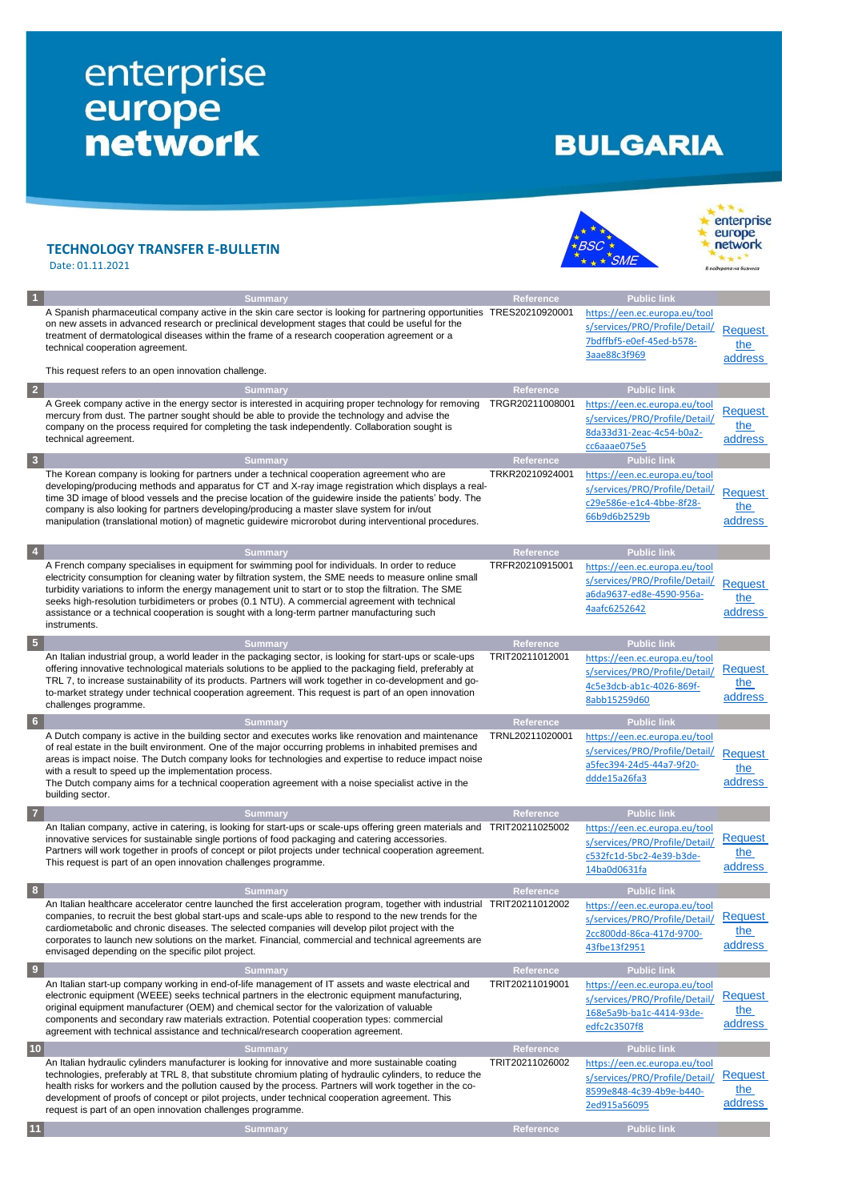# enterprise europe network

# BULGARIA

## TECHNOLOGY TRANSFER E-BULLETIN

Date: 01.11.2021

| # | Summary | Reference | Public link | |
|---|---|---|---|---|
| 1 | A Spanish pharmaceutical company active in the skin care sector is looking for partnering opportunities on new assets in advanced research or preclinical development stages that could be useful for the treatment of dermatological diseases within the frame of a research cooperation agreement or a technical cooperation agreement.<br><br>This request refers to an open innovation challenge. | TRES20210920001 | https://een.ec.europa.eu/tools/services/PRO/Profile/Detail/7bdffbf5-e0ef-45ed-b578-3aae88c3f969 | Request the address |
| 2 | A Greek company active in the energy sector is interested in acquiring proper technology for removing mercury from dust. The partner sought should be able to provide the technology and advise the company on the process required for completing the task independently. Collaboration sought is technical agreement. | TRGR20211008001 | https://een.ec.europa.eu/tools/services/PRO/Profile/Detail/8da33d31-2eac-4c54-b0a2-cc6aaae075e5 | Request the address |
| 3 | The Korean company is looking for partners under a technical cooperation agreement who are developing/producing methods and apparatus for CT and X-ray image registration which displays a real-time 3D image of blood vessels and the precise location of the guidewire inside the patients' body. The company is also looking for partners developing/producing a master slave system for in/out manipulation (translational motion) of magnetic guidewire microrobot during interventional procedures. | TRKR20210924001 | https://een.ec.europa.eu/tools/services/PRO/Profile/Detail/c29e586e-e1c4-4bbe-8f28-66b9d6b2529b | Request the address |
| 4 | A French company specialises in equipment for swimming pool for individuals. In order to reduce electricity consumption for cleaning water by filtration system, the SME needs to measure online small turbidity variations to inform the energy management unit to start or to stop the filtration. The SME seeks high-resolution turbidimeters or probes (0.1 NTU). A commercial agreement with technical assistance or a technical cooperation is sought with a long-term partner manufacturing such instruments. | TRFR20210915001 | https://een.ec.europa.eu/tools/services/PRO/Profile/Detail/a6da9637-ed8e-4590-956a-4aafc6252642 | Request the address |
| 5 | An Italian industrial group, a world leader in the packaging sector, is looking for start-ups or scale-ups offering innovative technological materials solutions to be applied to the packaging field, preferably at TRL 7, to increase sustainability of its products. Partners will work together in co-development and go-to-market strategy under technical cooperation agreement. This request is part of an open innovation challenges programme. | TRIT20211012001 | https://een.ec.europa.eu/tools/services/PRO/Profile/Detail/4c5e3dcb-ab1c-4026-869f-8abb15259d60 | Request the address |
| 6 | A Dutch company is active in the building sector and executes works like renovation and maintenance of real estate in the built environment. One of the major occurring problems in inhabited premises and areas is impact noise. The Dutch company looks for technologies and expertise to reduce impact noise with a result to speed up the implementation process.<br>The Dutch company aims for a technical cooperation agreement with a noise specialist active in the building sector. | TRNL20211020001 | https://een.ec.europa.eu/tools/services/PRO/Profile/Detail/a5fec394-24d5-44a7-9f20-ddde15a26fa3 | Request the address |
| 7 | An Italian company, active in catering, is looking for start-ups or scale-ups offering green materials and innovative services for sustainable single portions of food packaging and catering accessories. Partners will work together in proofs of concept or pilot projects under technical cooperation agreement. This request is part of an open innovation challenges programme. | TRIT20211025002 | https://een.ec.europa.eu/tools/services/PRO/Profile/Detail/c532fc1d-5bc2-4e39-b3de-14ba0d0631fa | Request the address |
| 8 | An Italian healthcare accelerator centre launched the first acceleration program, together with industrial companies, to recruit the best global start-ups and scale-ups able to respond to the new trends for the cardiometabolic and chronic diseases. The selected companies will develop pilot project with the corporates to launch new solutions on the market. Financial, commercial and technical agreements are envisaged depending on the specific pilot project. | TRIT20211012002 | https://een.ec.europa.eu/tools/services/PRO/Profile/Detail/2cc800dd-86ca-417d-9700-43fbe13f2951 | Request the address |
| 9 | An Italian start-up company working in end-of-life management of IT assets and waste electrical and electronic equipment (WEEE) seeks technical partners in the electronic equipment manufacturing, original equipment manufacturer (OEM) and chemical sector for the valorization of valuable components and secondary raw materials extraction. Potential cooperation types: commercial agreement with technical assistance and technical/research cooperation agreement. | TRIT20211019001 | https://een.ec.europa.eu/tools/services/PRO/Profile/Detail/168e5a9b-ba1c-4414-93de-edfc2c3507f8 | Request the address |
| 10 | An Italian hydraulic cylinders manufacturer is looking for innovative and more sustainable coating technologies, preferably at TRL 8, that substitute chromium plating of hydraulic cylinders, to reduce the health risks for workers and the pollution caused by the process. Partners will work together in the co-development of proofs of concept or pilot projects, under technical cooperation agreement. This request is part of an open innovation challenges programme. | TRIT20211026002 | https://een.ec.europa.eu/tools/services/PRO/Profile/Detail/8599e848-4c39-4b9e-b440-2ed915a56095 | Request the address |
| 11 | Summary | Reference | Public link | |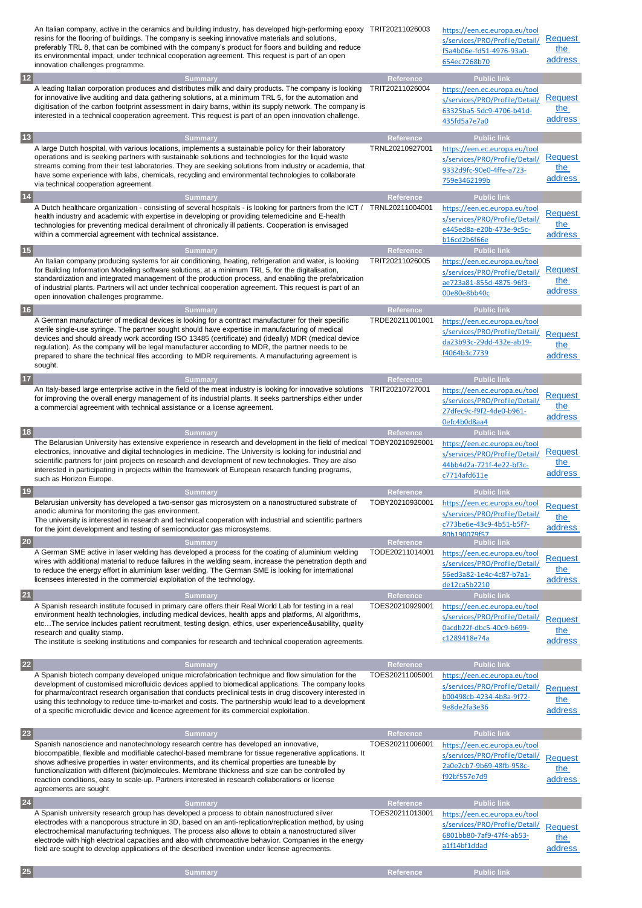| | Summary | Reference | Public link | |
|---|---|---|---|---|
| | An Italian company, active in the ceramics and building industry, has developed high-performing epoxy resins for the flooring of buildings. The company is seeking innovative materials and solutions, preferably TRL 8, that can be combined with the company's product for floors and building and reduce its environmental impact, under technical cooperation agreement. This request is part of an open innovation challenges programme. | TRIT20211026003 | https://een.ec.europa.eu/tools/services/PRO/Profile/Detail/f5a4b06e-fd51-4976-93a0-654ec7268b70 | Request the address |
| 12 | A leading Italian corporation produces and distributes milk and dairy products. The company is looking for innovative live auditing and data gathering solutions, at a minimum TRL 5, for the automation and digitisation of the carbon footprint assessment in dairy barns, within its supply network. The company is interested in a technical cooperation agreement. This request is part of an open innovation challenge. | TRIT20211026004 | https://een.ec.europa.eu/tools/services/PRO/Profile/Detail/63325ba5-5dc9-4706-b41d-435fd5a7e7a0 | Request the address |
| 13 | A large Dutch hospital, with various locations, implements a sustainable policy for their laboratory operations and is seeking partners with sustainable solutions and technologies for the liquid waste streams coming from their test laboratories. They are seeking solutions from industry or academia, that have some experience with labs, chemicals, recycling and environmental technologies to collaborate via technical cooperation agreement. | TRNL20210927001 | https://een.ec.europa.eu/tools/services/PRO/Profile/Detail/9332d9fc-90e0-4ffe-a723-759e3462199b | Request the address |
| 14 | A Dutch healthcare organization - consisting of several hospitals - is looking for partners from the ICT / health industry and academic with expertise in developing or providing telemedicine and E-health technologies for preventing medical derailment of chronically ill patients. Cooperation is envisaged within a commercial agreement with technical assistance. | TRNL20211004001 | https://een.ec.europa.eu/tools/services/PRO/Profile/Detail/e445ed8a-e20b-473e-9c5c-b16cd2b6f66e | Request the address |
| 15 | An Italian company producing systems for air conditioning, heating, refrigeration and water, is looking for Building Information Modeling software solutions, at a minimum TRL 5, for the digitalisation, standardization and integrated management of the production process, and enabling the prefabrication of industrial plants. Partners will act under technical cooperation agreement. This request is part of an open innovation challenges programme. | TRIT20211026005 | https://een.ec.europa.eu/tools/services/PRO/Profile/Detail/ae723a81-855d-4875-96f3-00e80e8bb40c | Request the address |
| 16 | A German manufacturer of medical devices is looking for a contract manufacturer for their specific sterile single-use syringe. The partner sought should have expertise in manufacturing of medical devices and should already work according ISO 13485 (certificate) and (ideally) MDR (medical device regulation). As the company will be legal manufacturer according to MDR, the partner needs to be prepared to share the technical files according to MDR requirements. A manufacturing agreement is sought. | TRDE20211001001 | https://een.ec.europa.eu/tools/services/PRO/Profile/Detail/da23b93c-29dd-432e-ab19-f4064b3c7739 | Request the address |
| 17 | An Italy-based large enterprise active in the field of the meat industry is looking for innovative solutions for improving the overall energy management of its industrial plants. It seeks partnerships either under a commercial agreement with technical assistance or a license agreement. | TRIT20210727001 | https://een.ec.europa.eu/tools/services/PRO/Profile/Detail/27dfec9c-f9f2-4de0-b961-0efc4b0d8aa4 | Request the address |
| 18 | The Belarusian University has extensive experience in research and development in the field of medical electronics, innovative and digital technologies in medicine. The University is looking for industrial and scientific partners for joint projects on research and development of new technologies. They are also interested in participating in projects within the framework of European research funding programs, such as Horizon Europe. | TOBY20210929001 | https://een.ec.europa.eu/tools/services/PRO/Profile/Detail/44bb4d2a-721f-4e22-bf3c-c7714afd611e | Request the address |
| 19 | Belarusian university has developed a two-sensor gas microsystem on a nanostructured substrate of anodic alumina for monitoring the gas environment.<br>The university is interested in research and technical cooperation with industrial and scientific partners for the joint development and testing of semiconductor gas microsystems. | TOBY20210930001 | https://een.ec.europa.eu/tools/services/PRO/Profile/Detail/c773be6e-43c9-4b51-b5f7-80b190079f57 | Request the address |
| 20 | A German SME active in laser welding has developed a process for the coating of aluminium welding wires with additional material to reduce failures in the welding seam, increase the penetration depth and to reduce the energy effort in aluminium laser welding. The German SME is looking for international licensees interested in the commercial exploitation of the technology. | TODE20211014001 | https://een.ec.europa.eu/tools/services/PRO/Profile/Detail/56ed3a82-1e4c-4c87-b7a1-de12ca5b2210 | Request the address |
| 21 | A Spanish research institute focused in primary care offers their Real World Lab for testing in a real environment health technologies, including medical devices, health apps and platforms, AI algorithms, etc…The service includes patient recruitment, testing design, ethics, user experience&usability, quality research and quality stamp.<br>The institute is seeking institutions and companies for research and technical cooperation agreements. | TOES20210929001 | https://een.ec.europa.eu/tools/services/PRO/Profile/Detail/0acdb22f-dbc5-40c9-b699-c1289418e74a | Request the address |
| 22 | A Spanish biotech company developed unique microfabrication technique and flow simulation for the development of customised microfluidic devices applied to biomedical applications. The company looks for pharma/contract research organisation that conducts preclinical tests in drug discovery interested in using this technology to reduce time-to-market and costs. The partnership would lead to a development of a specific microfluidic device and licence agreement for its commercial exploitation. | TOES20211005001 | https://een.ec.europa.eu/tools/services/PRO/Profile/Detail/b00498cb-4234-4b8a-9f72-9e8de2fa3e36 | Request the address |
| 23 | Spanish nanoscience and nanotechnology research centre has developed an innovative, biocompatible, flexible and modifiable catechol-based membrane for tissue regenerative applications. It shows adhesive properties in water environments, and its chemical properties are tuneable by functionalization with different (bio)molecules. Membrane thickness and size can be controlled by reaction conditions, easy to scale-up. Partners interested in research collaborations or license agreements are sought | TOES20211006001 | https://een.ec.europa.eu/tools/services/PRO/Profile/Detail/2a0e2cb7-9b69-48fb-958c-f92bf557e7d9 | Request the address |
| 24 | A Spanish university research group has developed a process to obtain nanostructured silver electrodes with a nanoporous structure in 3D, based on an anti-replication/replication method, by using electrochemical manufacturing techniques. The process also allows to obtain a nanostructured silver electrode with high electrical capacities and also with chromoactive behavior. Companies in the energy field are sought to develop applications of the described invention under license agreements. | TOES20211013001 | https://een.ec.europa.eu/tools/services/PRO/Profile/Detail/6801bb80-7af9-47f4-ab53-a1f14bf1ddad | Request the address |
| 25 | | | | |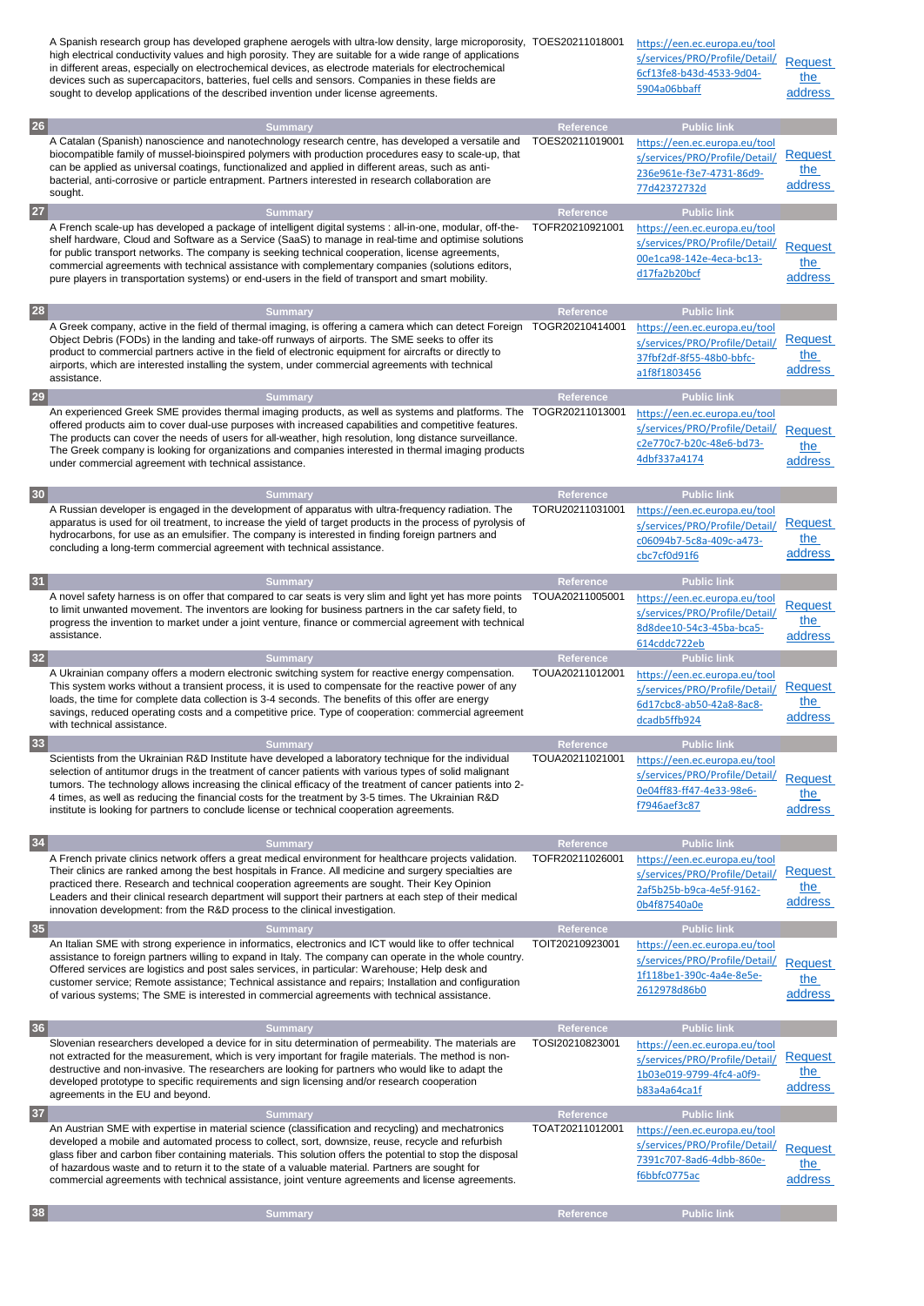| | Summary | Reference | Public link | |
|---|---|---|---|---|
| | A Spanish research group has developed graphene aerogels with ultra-low density, large microporosity, high electrical conductivity values and high porosity. They are suitable for a wide range of applications in different areas, especially on electrochemical devices, as electrode materials for electrochemical devices such as supercapacitors, batteries, fuel cells and sensors. Companies in these fields are sought to develop applications of the described invention under license agreements. | TOES20211018001 | https://een.ec.europa.eu/tools/services/PRO/Profile/Detail/6cf13fe8-b43d-4533-9d04-5904a06bbaff | Request the address |
| 26 | A Catalan (Spanish) nanoscience and nanotechnology research centre, has developed a versatile and biocompatible family of mussel-bioinspired polymers with production procedures easy to scale-up, that can be applied as universal coatings, functionalized and applied in different areas, such as anti-bacterial, anti-corrosive or particle entrapment. Partners interested in research collaboration are sought. | TOES20211019001 | https://een.ec.europa.eu/tools/services/PRO/Profile/Detail/236e961e-f3e7-4731-86d9-77d42372732d | Request the address |
| 27 | A French scale-up has developed a package of intelligent digital systems : all-in-one, modular, off-the-shelf hardware, Cloud and Software as a Service (SaaS) to manage in real-time and optimise solutions for public transport networks. The company is seeking technical cooperation, license agreements, commercial agreements with technical assistance with complementary companies (solutions editors, pure players in transportation systems) or end-users in the field of transport and smart mobility. | TOFR20210921001 | https://een.ec.europa.eu/tools/services/PRO/Profile/Detail/00e1ca98-142e-4eca-bc13-d17fa2b20bcf | Request the address |
| 28 | A Greek company, active in the field of thermal imaging, is offering a camera which can detect Foreign Object Debris (FODs) in the landing and take-off runways of airports. The SME seeks to offer its product to commercial partners active in the field of electronic equipment for aircrafts or directly to airports, which are interested installing the system, under commercial agreements with technical assistance. | TOGR20210414001 | https://een.ec.europa.eu/tools/services/PRO/Profile/Detail/37fbf2df-8f55-48b0-bbfc-a1f8f1803456 | Request the address |
| 29 | An experienced Greek SME provides thermal imaging products, as well as systems and platforms. The offered products aim to cover dual-use purposes with increased capabilities and competitive features. The products can cover the needs of users for all-weather, high resolution, long distance surveillance. The Greek company is looking for organizations and companies interested in thermal imaging products under commercial agreement with technical assistance. | TOGR20211013001 | https://een.ec.europa.eu/tools/services/PRO/Profile/Detail/c2e770c7-b20c-48e6-bd73-4dbf337a4174 | Request the address |
| 30 | A Russian developer is engaged in the development of apparatus with ultra-frequency radiation. The apparatus is used for oil treatment, to increase the yield of target products in the process of pyrolysis of hydrocarbons, for use as an emulsifier. The company is interested in finding foreign partners and concluding a long-term commercial agreement with technical assistance. | TORU20211031001 | https://een.ec.europa.eu/tools/services/PRO/Profile/Detail/c06094b7-5c8a-409c-a473-cbc7cf0d91f6 | Request the address |
| 31 | A novel safety harness is on offer that compared to car seats is very slim and light yet has more points to limit unwanted movement. The inventors are looking for business partners in the car safety field, to progress the invention to market under a joint venture, finance or commercial agreement with technical assistance. | TOUA20211005001 | https://een.ec.europa.eu/tools/services/PRO/Profile/Detail/8d8dee10-54c3-45ba-bca5-614cddc722eb | Request the address |
| 32 | A Ukrainian company offers a modern electronic switching system for reactive energy compensation. This system works without a transient process, it is used to compensate for the reactive power of any loads, the time for complete data collection is 3-4 seconds. The benefits of this offer are energy savings, reduced operating costs and a competitive price. Type of cooperation: commercial agreement with technical assistance. | TOUA20211012001 | https://een.ec.europa.eu/tools/services/PRO/Profile/Detail/6d17cbc8-ab50-42a8-8ac8-dcadb5ffb924 | Request the address |
| 33 | Scientists from the Ukrainian R&D Institute have developed a laboratory technique for the individual selection of antitumor drugs in the treatment of cancer patients with various types of solid malignant tumors. The technology allows increasing the clinical efficacy of the treatment of cancer patients into 2-4 times, as well as reducing the financial costs for the treatment by 3-5 times. The Ukrainian R&D institute is looking for partners to conclude license or technical cooperation agreements. | TOUA20211021001 | https://een.ec.europa.eu/tools/services/PRO/Profile/Detail/0e04ff83-ff47-4e33-98e6-f7946aef3c87 | Request the address |
| 34 | A French private clinics network offers a great medical environment for healthcare projects validation. Their clinics are ranked among the best hospitals in France. All medicine and surgery specialties are practiced there. Research and technical cooperation agreements are sought. Their Key Opinion Leaders and their clinical research department will support their partners at each step of their medical innovation development: from the R&D process to the clinical investigation. | TOFR20211026001 | https://een.ec.europa.eu/tools/services/PRO/Profile/Detail/2af5b25b-b9ca-4e5f-9162-0b4f87540a0e | Request the address |
| 35 | An Italian SME with strong experience in informatics, electronics and ICT would like to offer technical assistance to foreign partners willing to expand in Italy. The company can operate in the whole country. Offered services are logistics and post sales services, in particular: Warehouse; Help desk and customer service; Remote assistance; Technical assistance and repairs; Installation and configuration of various systems; The SME is interested in commercial agreements with technical assistance. | TOIT20210923001 | https://een.ec.europa.eu/tools/services/PRO/Profile/Detail/1f118be1-390c-4a4e-8e5e-2612978d86b0 | Request the address |
| 36 | Slovenian researchers developed a device for in situ determination of permeability. The materials are not extracted for the measurement, which is very important for fragile materials. The method is non-destructive and non-invasive. The researchers are looking for partners who would like to adapt the developed prototype to specific requirements and sign licensing and/or research cooperation agreements in the EU and beyond. | TOSI20210823001 | https://een.ec.europa.eu/tools/services/PRO/Profile/Detail/1b03e019-9799-4fc4-a0f9-b83a4a64ca1f | Request the address |
| 37 | An Austrian SME with expertise in material science (classification and recycling) and mechatronics developed a mobile and automated process to collect, sort, downsize, reuse, recycle and refurbish glass fiber and carbon fiber containing materials. This solution offers the potential to stop the disposal of hazardous waste and to return it to the state of a valuable material. Partners are sought for commercial agreements with technical assistance, joint venture agreements and license agreements. | TOAT20211012001 | https://een.ec.europa.eu/tools/services/PRO/Profile/Detail/7391c707-8ad6-4dbb-860e-f6bbfc0775ac | Request the address |
| 38 | | | | |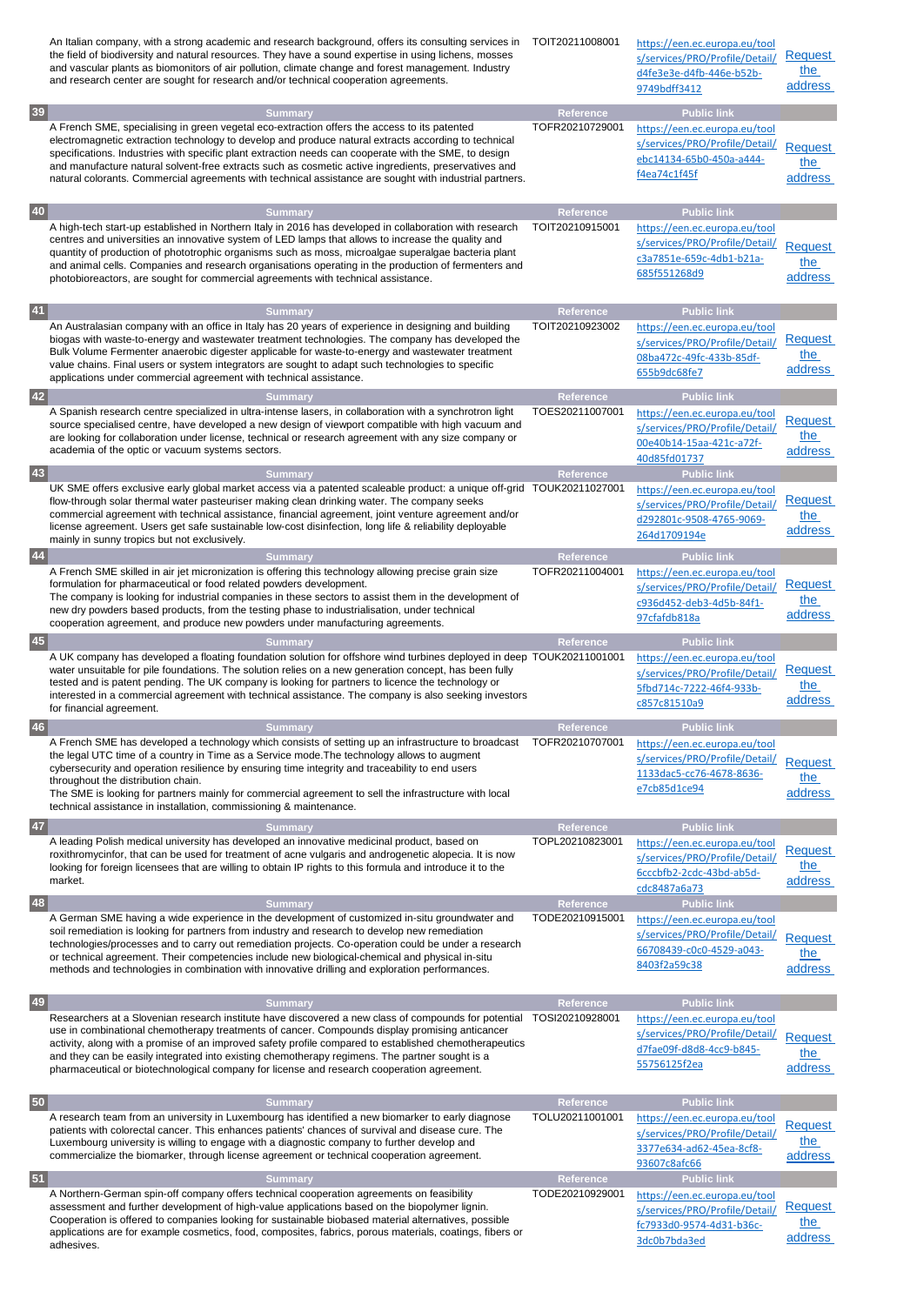| | Summary | Reference | Public link | |
|---|---|---|---|---|
| | An Italian company, with a strong academic and research background, offers its consulting services in the field of biodiversity and natural resources. They have a sound expertise in using lichens, mosses and vascular plants as biomonitors of air pollution, climate change and forest management. Industry and research center are sought for research and/or technical cooperation agreements. | TOIT20211008001 | https://een.ec.europa.eu/tools/services/PRO/Profile/Detail/d4fe3e3e-d4fb-446e-b52b-9749bdff3412 | Request the address |
| 39 | A French SME, specialising in green vegetal eco-extraction offers the access to its patented electromagnetic extraction technology to develop and produce natural extracts according to technical specifications. Industries with specific plant extraction needs can cooperate with the SME, to design and manufacture natural solvent-free extracts such as cosmetic active ingredients, preservatives and natural colorants. Commercial agreements with technical assistance are sought with industrial partners. | TOFR20210729001 | https://een.ec.europa.eu/tools/services/PRO/Profile/Detail/ebc14134-65b0-450a-a444-f4ea74c1f45f | Request the address |
| 40 | A high-tech start-up established in Northern Italy in 2016 has developed in collaboration with research centres and universities an innovative system of LED lamps that allows to increase the quality and quantity of production of phototrophic organisms such as moss, microalgae superalgae bacteria plant and animal cells. Companies and research organisations operating in the production of fermenters and photobioreactors, are sought for commercial agreements with technical assistance. | TOIT20210915001 | https://een.ec.europa.eu/tools/services/PRO/Profile/Detail/c3a7851e-659c-4db1-b21a-685f551268d9 | Request the address |
| 41 | An Australasian company with an office in Italy has 20 years of experience in designing and building biogas with waste-to-energy and wastewater treatment technologies. The company has developed the Bulk Volume Fermenter anaerobic digester applicable for waste-to-energy and wastewater treatment value chains. Final users or system integrators are sought to adapt such technologies to specific applications under commercial agreement with technical assistance. | TOIT20210923002 | https://een.ec.europa.eu/tools/services/PRO/Profile/Detail/08ba472c-49fc-433b-85df-655b9dc68fe7 | Request the address |
| 42 | A Spanish research centre specialized in ultra-intense lasers, in collaboration with a synchrotron light source specialised centre, have developed a new design of viewport compatible with high vacuum and are looking for collaboration under license, technical or research agreement with any size company or academia of the optic or vacuum systems sectors. | TOES20211007001 | https://een.ec.europa.eu/tools/services/PRO/Profile/Detail/00e40b14-15aa-421c-a72f-40d85fd01737 | Request the address |
| 43 | UK SME offers exclusive early global market access via a patented scaleable product: a unique off-grid flow-through solar thermal water pasteuriser making clean drinking water. The company seeks commercial agreement with technical assistance, financial agreement, joint venture agreement and/or license agreement. Users get safe sustainable low-cost disinfection, long life & reliability deployable mainly in sunny tropics but not exclusively. | TOUK20211027001 | https://een.ec.europa.eu/tools/services/PRO/Profile/Detail/d292801c-9508-4765-9069-264d1709194e | Request the address |
| 44 | A French SME skilled in air jet micronization is offering this technology allowing precise grain size formulation for pharmaceutical or food related powders development.<br>The company is looking for industrial companies in these sectors to assist them in the development of new dry powders based products, from the testing phase to industrialisation, under technical cooperation agreement, and produce new powders under manufacturing agreements. | TOFR20211004001 | https://een.ec.europa.eu/tools/services/PRO/Profile/Detail/c936d452-deb3-4d5b-84f1-97cfafdb818a | Request the address |
| 45 | A UK company has developed a floating foundation solution for offshore wind turbines deployed in deep water unsuitable for pile foundations. The solution relies on a new generation concept, has been fully tested and is patent pending. The UK company is looking for partners to licence the technology or interested in a commercial agreement with technical assistance. The company is also seeking investors for financial agreement. | TOUK20211001001 | https://een.ec.europa.eu/tools/services/PRO/Profile/Detail/5fbd714c-7222-46f4-933b-c857c81510a9 | Request the address |
| 46 | A French SME has developed a technology which consists of setting up an infrastructure to broadcast the legal UTC time of a country in Time as a Service mode.The technology allows to augment cybersecurity and operation resilience by ensuring time integrity and traceability to end users throughout the distribution chain.<br>The SME is looking for partners mainly for commercial agreement to sell the infrastructure with local technical assistance in installation, commissioning & maintenance. | TOFR20210707001 | https://een.ec.europa.eu/tools/services/PRO/Profile/Detail/1133dac5-cc76-4678-8636-e7cb85d1ce94 | Request the address |
| 47 | A leading Polish medical university has developed an innovative medicinal product, based on roxithromycinfor, that can be used for treatment of acne vulgaris and androgenetic alopecia. It is now looking for foreign licensees that are willing to obtain IP rights to this formula and introduce it to the market. | TOPL20210823001 | https://een.ec.europa.eu/tools/services/PRO/Profile/Detail/6cccbfb2-2cdc-43bd-ab5d-cdc8487a6a73 | Request the address |
| 48 | A German SME having a wide experience in the development of customized in-situ groundwater and soil remediation is looking for partners from industry and research to develop new remediation technologies/processes and to carry out remediation projects. Co-operation could be under a research or technical agreement. Their competencies include new biological-chemical and physical in-situ methods and technologies in combination with innovative drilling and exploration performances. | TODE20210915001 | https://een.ec.europa.eu/tools/services/PRO/Profile/Detail/66708439-c0c0-4529-a043-8403f2a59c38 | Request the address |
| 49 | Researchers at a Slovenian research institute have discovered a new class of compounds for potential use in combinational chemotherapy treatments of cancer. Compounds display promising anticancer activity, along with a promise of an improved safety profile compared to established chemotherapeutics and they can be easily integrated into existing chemotherapy regimens. The partner sought is a pharmaceutical or biotechnological company for license and research cooperation agreement. | TOSI20210928001 | https://een.ec.europa.eu/tools/services/PRO/Profile/Detail/d7fae09f-d8d8-4cc9-b845-55756125f2ea | Request the address |
| 50 | A research team from an university in Luxembourg has identified a new biomarker to early diagnose patients with colorectal cancer. This enhances patients' chances of survival and disease cure. The Luxembourg university is willing to engage with a diagnostic company to further develop and commercialize the biomarker, through license agreement or technical cooperation agreement. | TOLU20211001001 | https://een.ec.europa.eu/tools/services/PRO/Profile/Detail/3377e634-ad62-45ea-8cf8-93607c8afc66 | Request the address |
| 51 | A Northern-German spin-off company offers technical cooperation agreements on feasibility assessment and further development of high-value applications based on the biopolymer lignin. Cooperation is offered to companies looking for sustainable biobased material alternatives, possible applications are for example cosmetics, food, composites, fabrics, porous materials, coatings, fibers or adhesives. | TODE20210929001 | https://een.ec.europa.eu/tools/services/PRO/Profile/Detail/fc7933d0-9574-4d31-b36c-3dc0b7bda3ed | Request the address |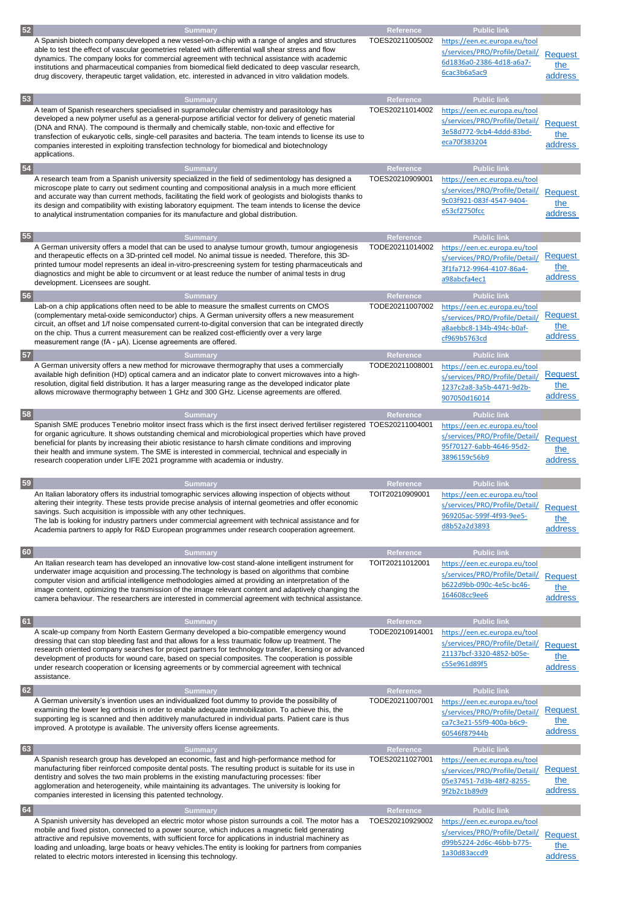| # | Summary | Reference | Public link | |
|---|---|---|---|---|
| 52 | A Spanish biotech company developed a new vessel-on-a-chip with a range of angles and structures able to test the effect of vascular geometries related with differential wall shear stress and flow dynamics. The company looks for commercial agreement with technical assistance with academic institutions and pharmaceutical companies from biomedical field dedicated to deep vascular research, drug discovery, therapeutic target validation, etc. interested in advanced in vitro validation models. | TOES20211005002 | https://een.ec.europa.eu/tools/services/PRO/Profile/Detail/6d1836a0-2386-4d18-a6a7-6cac3b6a5ac9 | Request the address |
| 53 | A team of Spanish researchers specialised in supramolecular chemistry and parasitology has developed a new polymer useful as a general-purpose artificial vector for delivery of genetic material (DNA and RNA). The compound is thermally and chemically stable, non-toxic and effective for transfection of eukaryotic cells, single-cell parasites and bacteria. The team intends to license its use to companies interested in exploiting transfection technology for biomedical and biotechnology applications. | TOES20211014002 | https://een.ec.europa.eu/tools/services/PRO/Profile/Detail/3e58d772-9cb4-4ddd-83bd-eca70f383204 | Request the address |
| 54 | A research team from a Spanish university specialized in the field of sedimentology has designed a microscope plate to carry out sediment counting and compositional analysis in a much more efficient and accurate way than current methods, facilitating the field work of geologists and biologists thanks to its design and compatibility with existing laboratory equipment. The team intends to license the device to analytical instrumentation companies for its manufacture and global distribution. | TOES20210909001 | https://een.ec.europa.eu/tools/services/PRO/Profile/Detail/9c03f921-083f-4547-9404-e53cf2750fcc | Request the address |
| 55 | A German university offers a model that can be used to analyse tumour growth, tumour angiogenesis and therapeutic effects on a 3D-printed cell model. No animal tissue is needed. Therefore, this 3D-printed tumour model represents an ideal in-vitro-prescreening system for testing pharmaceuticals and diagnostics and might be able to circumvent or at least reduce the number of animal tests in drug development. Licensees are sought. | TODE20211014002 | https://een.ec.europa.eu/tools/services/PRO/Profile/Detail/3f1fa712-9964-4107-86a4-a98abcfa4ec1 | Request the address |
| 56 | Lab-on a chip applications often need to be able to measure the smallest currents on CMOS (complementary metal-oxide semiconductor) chips. A German university offers a new measurement circuit, an offset and 1/f noise compensated current-to-digital conversion that can be integrated directly on the chip. Thus a current measurement can be realized cost-efficiently over a very large measurement range (fA - µA). License agreements are offered. | TODE20211007002 | https://een.ec.europa.eu/tools/services/PRO/Profile/Detail/a8aebbc8-134b-494c-b0af-cf969b5763cd | Request the address |
| 57 | A German university offers a new method for microwave thermography that uses a commercially available high definition (HD) optical camera and an indicator plate to convert microwaves into a high-resolution, digital field distribution. It has a larger measuring range as the developed indicator plate allows microwave thermography between 1 GHz and 300 GHz. License agreements are offered. | TODE20211008001 | https://een.ec.europa.eu/tools/services/PRO/Profile/Detail/1237c2a8-3a5b-4471-9d2b-907050d16014 | Request the address |
| 58 | Spanish SME produces Tenebrio molitor insect frass which is the first insect derived fertiliser registered for organic agriculture. It shows outstanding chemical and microbiological properties which have proved beneficial for plants by increasing their abiotic resistance to harsh climate conditions and improving their health and immune system. The SME is interested in commercial, technical and especially in research cooperation under LIFE 2021 programme with academia or industry. | TOES20211004001 | https://een.ec.europa.eu/tools/services/PRO/Profile/Detail/95f70127-6abb-4646-95d2-3896159c56b9 | Request the address |
| 59 | An Italian laboratory offers its industrial tomographic services allowing inspection of objects without altering their integrity. These tests provide precise analysis of internal geometries and offer economic savings. Such acquisition is impossible with any other techniques.<br>The lab is looking for industry partners under commercial agreement with technical assistance and for Academia partners to apply for R&D European programmes under research cooperation agreement. | TOIT20210909001 | https://een.ec.europa.eu/tools/services/PRO/Profile/Detail/969205ac-599f-4f93-9ee5-d8b52a2d3893 | Request the address |
| 60 | An Italian research team has developed an innovative low-cost stand-alone intelligent instrument for underwater image acquisition and processing.The technology is based on algorithms that combine computer vision and artificial intelligence methodologies aimed at providing an interpretation of the image content, optimizing the transmission of the image relevant content and adaptively changing the camera behaviour. The researchers are interested in commercial agreement with technical assistance. | TOIT20211012001 | https://een.ec.europa.eu/tools/services/PRO/Profile/Detail/b622d9bb-090c-4e5c-bc46-164608cc9ee6 | Request the address |
| 61 | A scale-up company from North Eastern Germany developed a bio-compatible emergency wound dressing that can stop bleeding fast and that allows for a less traumatic follow up treatment. The research oriented company searches for project partners for technology transfer, licensing or advanced development of products for wound care, based on special composites. The cooperation is possible under research cooperation or licensing agreements or by commercial agreement with technical assistance. | TODE20210914001 | https://een.ec.europa.eu/tools/services/PRO/Profile/Detail/21137bcf-3320-4852-b05e-c55e961d89f5 | Request the address |
| 62 | A German university's invention uses an individualized foot dummy to provide the possibility of examining the lower leg orthosis in order to enable adequate immobilization. To achieve this, the supporting leg is scanned and then additively manufactured in individual parts. Patient care is thus improved. A prototype is available. The university offers license agreements. | TODE20211007001 | https://een.ec.europa.eu/tools/services/PRO/Profile/Detail/ca7c3e21-55f9-400a-b6c9-60546f87944b | Request the address |
| 63 | A Spanish research group has developed an economic, fast and high-performance method for manufacturing fiber reinforced composite dental posts. The resulting product is suitable for its use in dentistry and solves the two main problems in the existing manufacturing processes: fiber agglomeration and heterogeneity, while maintaining its advantages. The university is looking for companies interested in licensing this patented technology. | TOES20211027001 | https://een.ec.europa.eu/tools/services/PRO/Profile/Detail/05e37451-7d3b-48f2-8255-9f2b2c1b89d9 | Request the address |
| 64 | A Spanish university has developed an electric motor whose piston surrounds a coil. The motor has a mobile and fixed piston, connected to a power source, which induces a magnetic field generating attractive and repulsive movements, with sufficient force for applications in industrial machinery as loading and unloading, large boats or heavy vehicles.The entity is looking for partners from companies related to electric motors interested in licensing this technology. | TOES20210929002 | https://een.ec.europa.eu/tools/services/PRO/Profile/Detail/d99b5224-2d6c-46bb-b775-1a30d83accd9 | Request the address |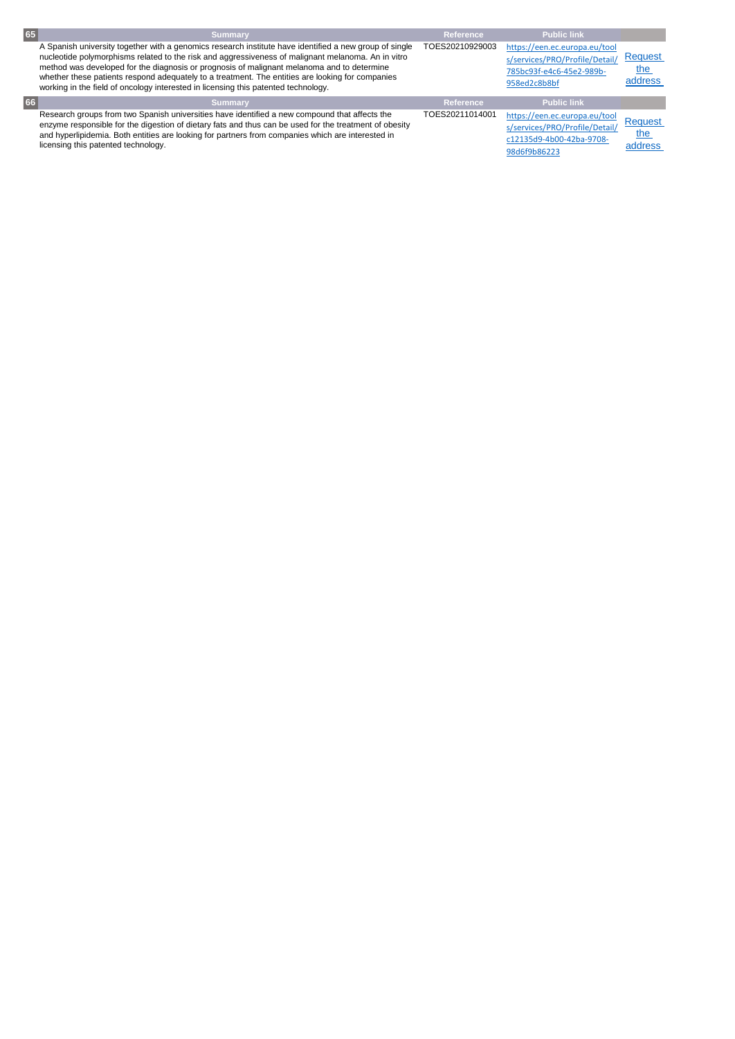| 65 | Summary | Reference | Public link | |
|---|---|---|---|---|
| | A Spanish university together with a genomics research institute have identified a new group of single nucleotide polymorphisms related to the risk and aggressiveness of malignant melanoma. An in vitro method was developed for the diagnosis or prognosis of malignant melanoma and to determine whether these patients respond adequately to a treatment. The entities are looking for companies working in the field of oncology interested in licensing this patented technology. | TOES20210929003 | https://een.ec.europa.eu/tools/services/PRO/Profile/Detail/785bc93f-e4c6-45e2-989b-958ed2c8b8bf | Request the address |

| 66 | Summary | Reference | Public link | |
|---|---|---|---|---|
| | Research groups from two Spanish universities have identified a new compound that affects the enzyme responsible for the digestion of dietary fats and thus can be used for the treatment of obesity and hyperlipidemia. Both entities are looking for partners from companies which are interested in licensing this patented technology. | TOES20211014001 | https://een.ec.europa.eu/tools/services/PRO/Profile/Detail/c12135d9-4b00-42ba-9708-98d6f9b86223 | Request the address |